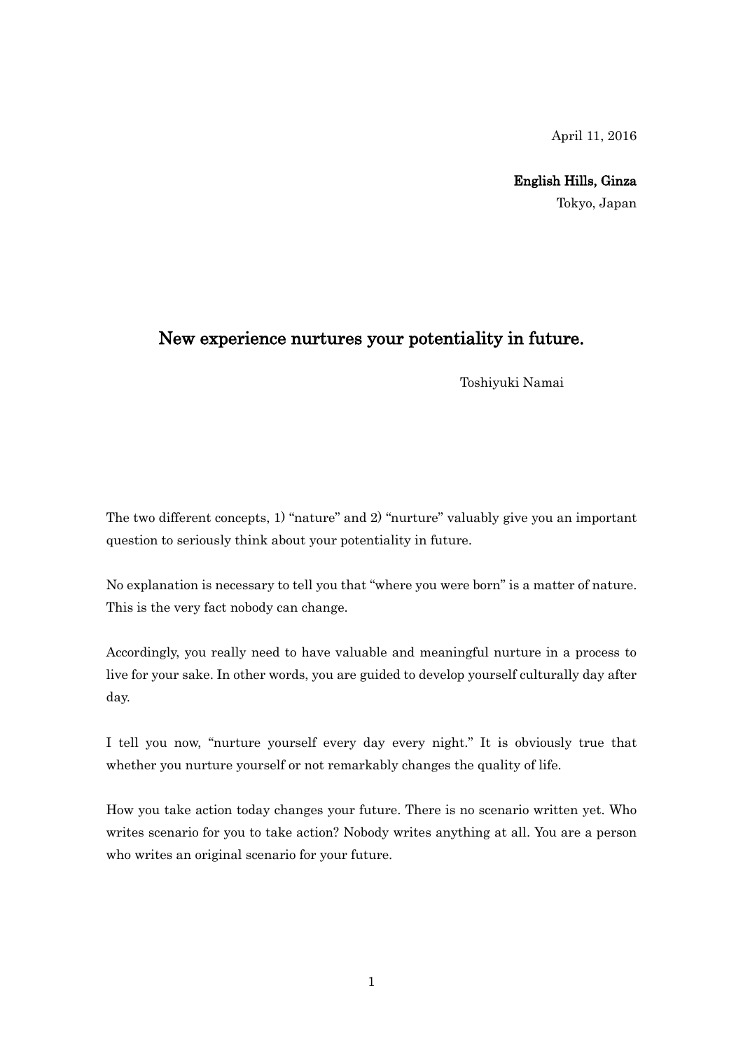April 11, 2016

**English Hills, Ginza**
Tokyo, Japan

# New experience nurtures your potentiality in future.

Toshiyuki Namai

The two different concepts, 1) "nature" and 2) "nurture" valuably give you an important question to seriously think about your potentiality in future.

No explanation is necessary to tell you that "where you were born" is a matter of nature. This is the very fact nobody can change.

Accordingly, you really need to have valuable and meaningful nurture in a process to live for your sake. In other words, you are guided to develop yourself culturally day after day.

I tell you now, "nurture yourself every day every night." It is obviously true that whether you nurture yourself or not remarkably changes the quality of life.

How you take action today changes your future. There is no scenario written yet. Who writes scenario for you to take action? Nobody writes anything at all. You are a person who writes an original scenario for your future.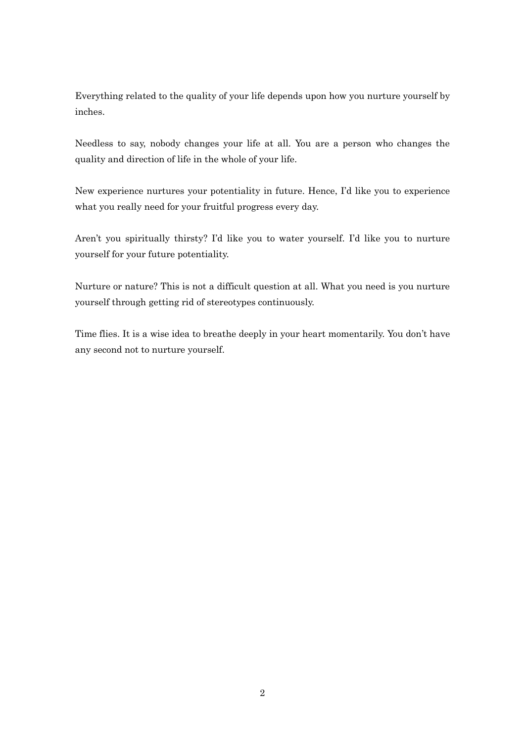Everything related to the quality of your life depends upon how you nurture yourself by inches.

Needless to say, nobody changes your life at all. You are a person who changes the quality and direction of life in the whole of your life.

New experience nurtures your potentiality in future. Hence, I'd like you to experience what you really need for your fruitful progress every day.

Aren't you spiritually thirsty? I'd like you to water yourself. I'd like you to nurture yourself for your future potentiality.

Nurture or nature? This is not a difficult question at all. What you need is you nurture yourself through getting rid of stereotypes continuously.

Time flies. It is a wise idea to breathe deeply in your heart momentarily. You don't have any second not to nurture yourself.